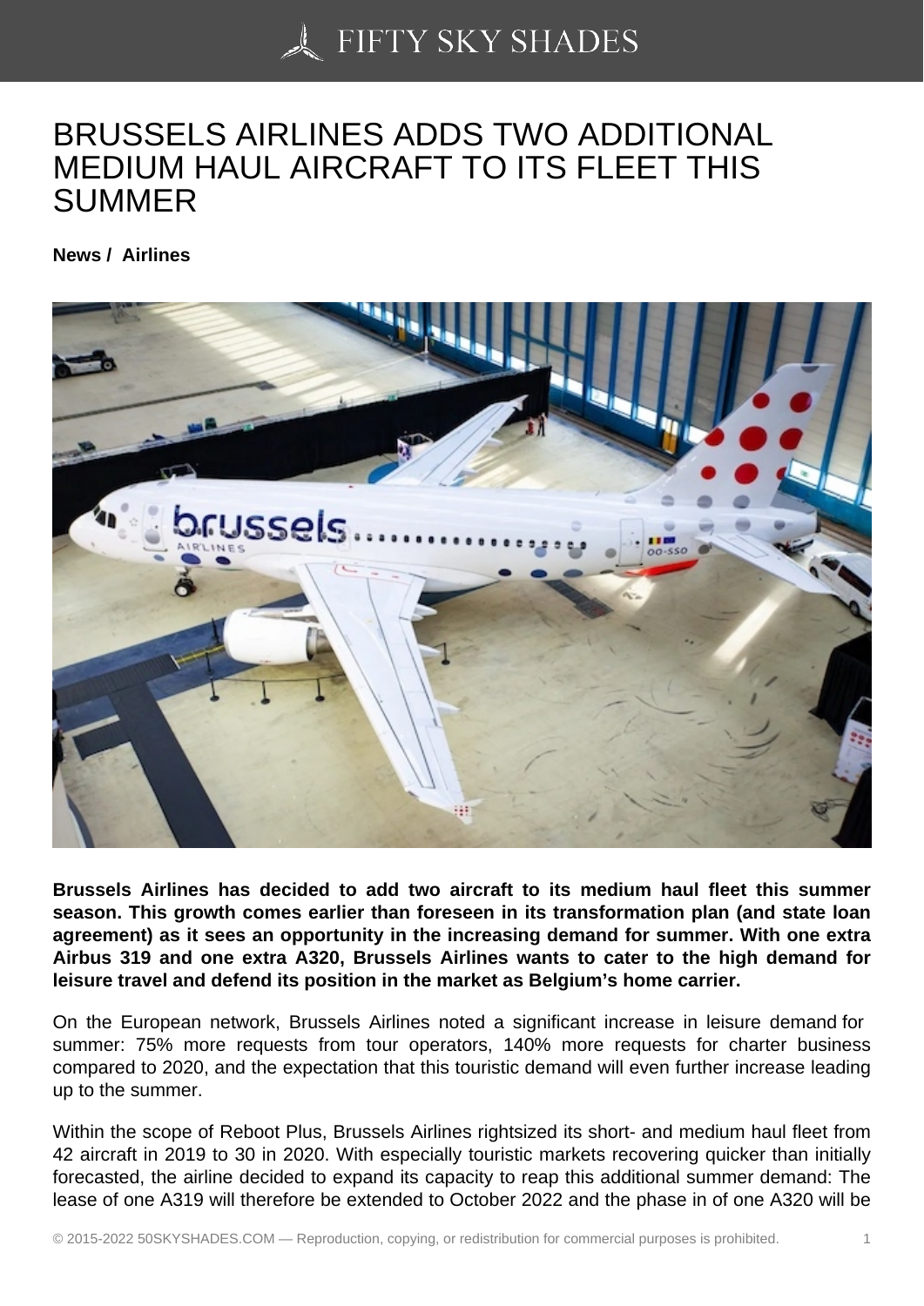# BRUSSELS AIRLINES ADDS TWO ADDITIONAL MEDIUM HAUL AIRCRAFT TO ITS FLEET THIS SUMMER

**News / Airlines**

**Brussels Airlines has decided to add two aircraft to its medium haul fleet this summer season. This growth comes earlier than foreseen in its transformation plan (and state loan agreement) as it sees an opportunity in the increasing demand for summer. With one extra Airbus 319 and one extra A320, Brussels Airlines wants to cater to the high demand for leisure travel and defend its position in the market as Belgium's home carrier.**

On the European network, Brussels Airlines noted a significant increase in leisure demand for summer: 75% more requests from tour operators, 140% more requests for charter business compared to 2020, and the expectation that this touristic demand will even further increase leading up to the summer.

Within the scope of Reboot Plus, Brussels Airlines rightsized its short- and medium haul fleet from 42 aircraft in 2019 to 30 in 2020. With especially touristic markets recovering quicker than initially forecasted, the airline decided to expand its capacity to reap this additional summer demand: The lease of one A319 will therefore be extended to October 2022 and the phase in of one A320 will be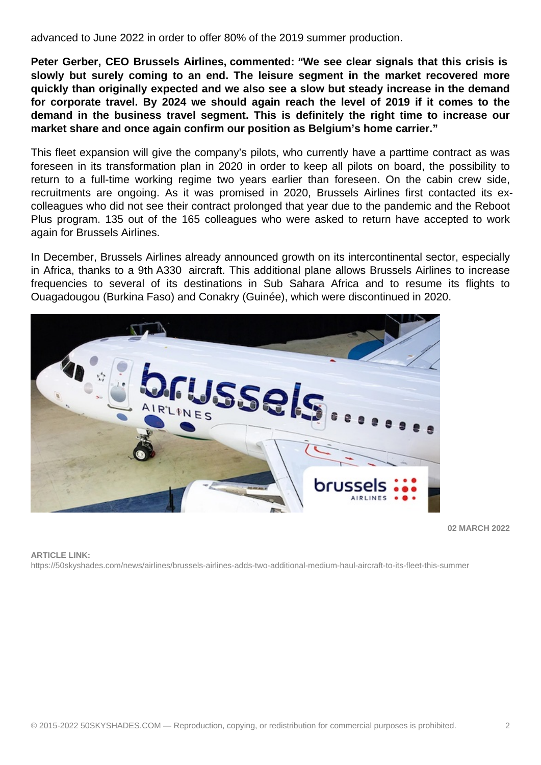advanced to June 2022 in order to offer 80% of the 2019 summer production.

**Peter Gerber, CEO Brussels Airlines, commented: "We see clear signals that this crisis is slowly but surely coming to an end. The leisure segment in the market recovered more quickly than originally expected and we also see a slow but steady increase in the demand for corporate travel. By 2024 we should again reach the level of 2019 if it comes to the demand in the business travel segment. This is definitely the right time to increase our market share and once again confirm our position as Belgium's home carrier."**

This fleet expansion will give the company's pilots, who currently have a parttime contract as was foreseen in its transformation plan in 2020 in order to keep all pilots on board, the possibility to return to a full-time working regime two years earlier than foreseen. On the cabin crew side, recruitments are ongoing. As it was promised in 2020, Brussels Airlines first contacted its ex-colleagues who did not see their contract prolonged that year due to the pandemic and the Reboot Plus program. 135 out of the 165 colleagues who were asked to return have accepted to work again for Brussels Airlines.

In December, Brussels Airlines already announced growth on its intercontinental sector, especially in Africa, thanks to a 9th A330 aircraft. This additional plane allows Brussels Airlines to increase frequencies to several of its destinations in Sub Sahara Africa and to resume its flights to Ouagadougou (Burkina Faso) and Conakry (Guinée), which were discontinued in 2020.

**02 MARCH 2022**

**ARTICLE LINK:**
https://50skyshades.com/news/airlines/brussels-airlines-adds-two-additional-medium-haul-aircraft-to-its-fleet-this-summer